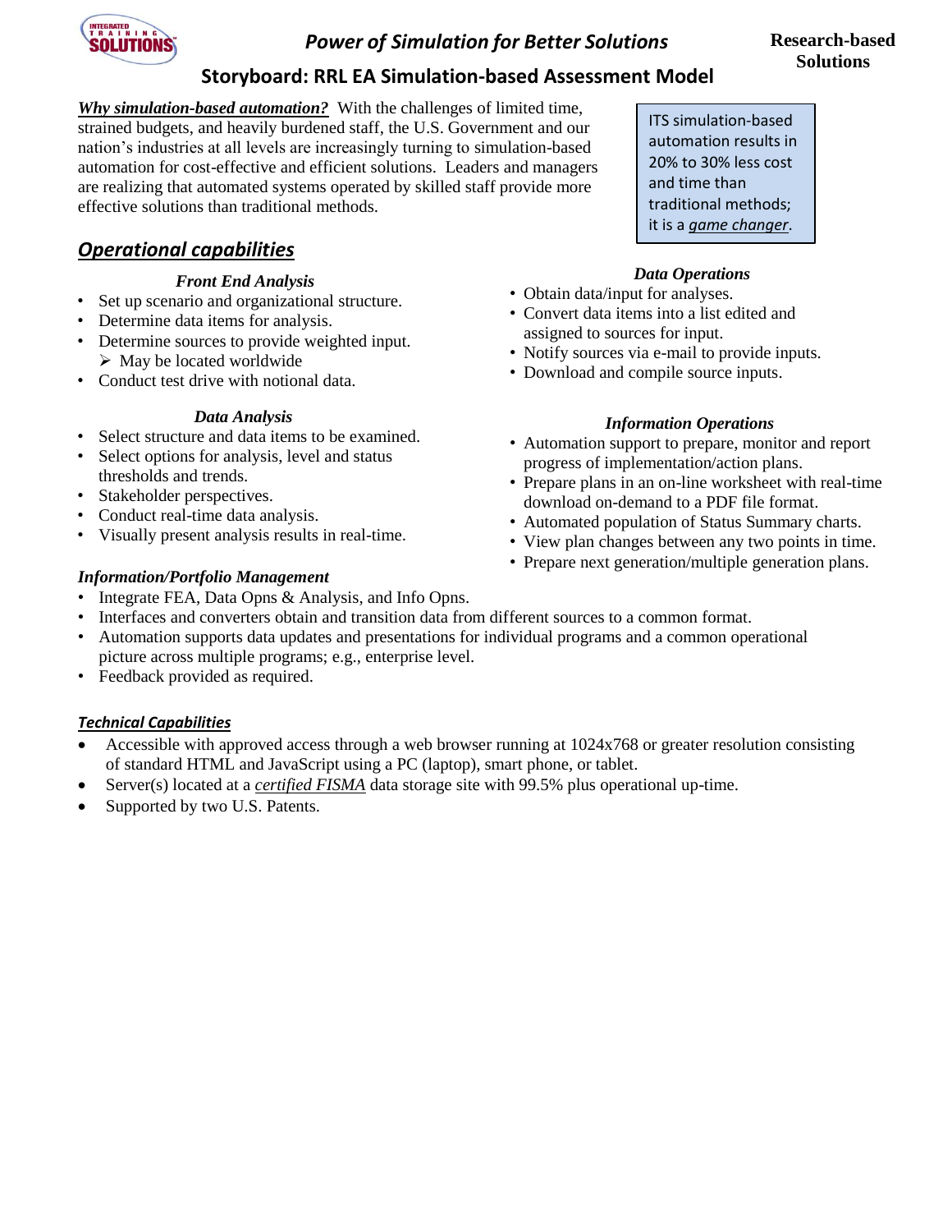# Power of Simulation for Better Solutions

**Research-based Solutions**

## Storyboard: RRL EA Simulation-based Assessment Model

***Why simulation-based automation?*** With the challenges of limited time, strained budgets, and heavily burdened staff, the U.S. Government and our nation's industries at all levels are increasingly turning to simulation-based automation for cost-effective and efficient solutions. Leaders and managers are realizing that automated systems operated by skilled staff provide more effective solutions than traditional methods.

> ITS simulation-based automation results in 20% to 30% less cost and time than traditional methods; it is a *game changer*.

## *Operational capabilities*

### *Front End Analysis*

- Set up scenario and organizational structure.
- Determine data items for analysis.
- Determine sources to provide weighted input.
  - May be located worldwide
- Conduct test drive with notional data.

### *Data Analysis*

- Select structure and data items to be examined.
- Select options for analysis, level and status thresholds and trends.
- Stakeholder perspectives.
- Conduct real-time data analysis.
- Visually present analysis results in real-time.

### *Data Operations*

- Obtain data/input for analyses.
- Convert data items into a list edited and assigned to sources for input.
- Notify sources via e-mail to provide inputs.
- Download and compile source inputs.

### *Information Operations*

- Automation support to prepare, monitor and report progress of implementation/action plans.
- Prepare plans in an on-line worksheet with real-time download on-demand to a PDF file format.
- Automated population of Status Summary charts.
- View plan changes between any two points in time.
- Prepare next generation/multiple generation plans.

### *Information/Portfolio Management*

- Integrate FEA, Data Opns & Analysis, and Info Opns.
- Interfaces and converters obtain and transition data from different sources to a common format.
- Automation supports data updates and presentations for individual programs and a common operational picture across multiple programs; e.g., enterprise level.
- Feedback provided as required.

## *Technical Capabilities*

- Accessible with approved access through a web browser running at 1024x768 or greater resolution consisting of standard HTML and JavaScript using a PC (laptop), smart phone, or tablet.
- Server(s) located at a *certified FISMA* data storage site with 99.5% plus operational up-time.
- Supported by two U.S. Patents.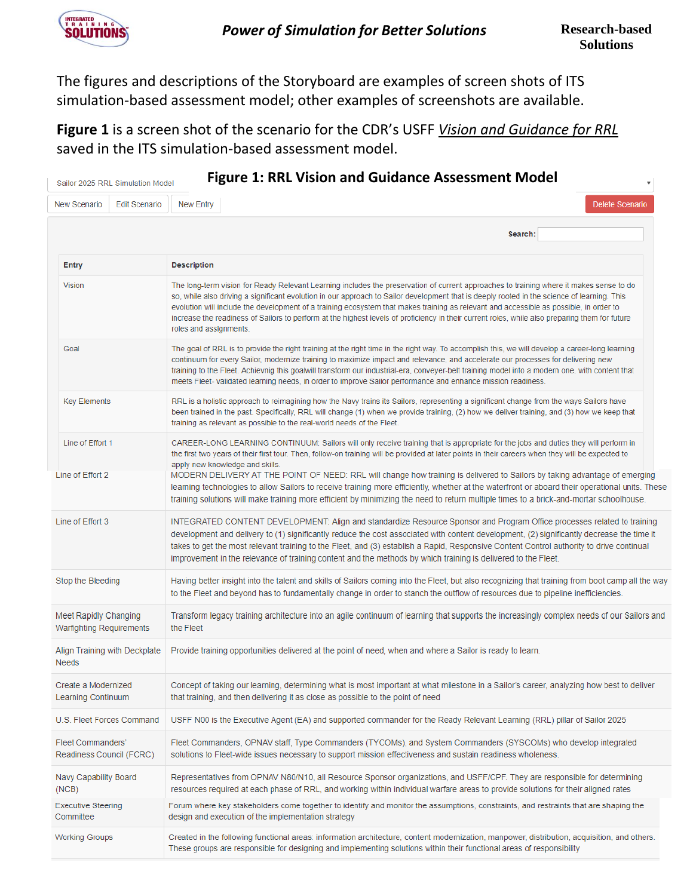The figures and descriptions of the Storyboard are examples of screen shots of ITS simulation-based assessment model; other examples of screenshots are available.

**Figure 1** is a screen shot of the scenario for the CDR's USFF *Vision and Guidance for RRL* saved in the ITS simulation-based assessment model.

**Figure 1: RRL Vision and Guidance Assessment Model**

Sailor 2025 RRL Simulation Model

New Scenario | Edit Scenario | New Entry | Delete Scenario

Search:

| Entry | Description |
|---|---|
| Vision | The long-term vision for Ready Relevant Learning includes the preservation of current approaches to training where it makes sense to do so, while also driving a significant evolution in our approach to Sailor development that is deeply rooted in the science of learning. This evolution will include the development of a training ecosystem that makes training as relevant and accessible as possible, in order to increase the readiness of Sailors to perform at the highest levels of proficiency in their current roles, while also preparing them for future roles and assignments. |
| Goal | The goal of RRL is to provide the right training at the right time in the right way. To accomplish this, we will develop a career-long learning continuum for every Sailor, modernize training to maximize impact and relevance, and accelerate our processes for delivering new training to the Fleet. Achievnig this goalwill transform our industrial-era, conveyer-belt training model into a modern one, with content that meets Fleet- validated learning needs, in order to improve Sailor performance and enhance mission readiness. |
| Key Elements | RRL is a holistic approach to reimagining how the Navy trains its Sailors, representing a significant change from the ways Sailors have been trained in the past. Specifically, RRL will change (1) when we provide training, (2) how we deliver training, and (3) how we keep that training as relevant as possible to the real-world needs of the Fleet. |
| Line of Effort 1 | CAREER-LONG LEARNING CONTINUUM. Sailors will only receive training that is appropriate for the jobs and duties they will perform in the first two years of their first tour. Then, follow-on training will be provided at later points in their careers when they will be expected to apply new knowledge and skills. |
| Line of Effort 2 | MODERN DELIVERY AT THE POINT OF NEED: RRL will change how training is delivered to Sailors by taking advantage of emerging learning technologies to allow Sailors to receive training more efficiently, whether at the waterfront or aboard their operational units. These training solutions will make training more efficient by minimizing the need to return multiple times to a brick-and-mortar schoolhouse. |
| Line of Effort 3 | INTEGRATED CONTENT DEVELOPMENT: Align and standardize Resource Sponsor and Program Office processes related to training development and delivery to (1) significantly reduce the cost associated with content development, (2) significantly decrease the time it takes to get the most relevant training to the Fleet, and (3) establish a Rapid, Responsive Content Control authority to drive continual improvement in the relevance of training content and the methods by which training is delivered to the Fleet. |
| Stop the Bleeding | Having better insight into the talent and skills of Sailors coming into the Fleet, but also recognizing that training from boot camp all the way to the Fleet and beyond has to fundamentally change in order to stanch the outflow of resources due to pipeline inefficiencies. |
| Meet Rapidly Changing Warfighting Requirements | Transform legacy training architecture into an agile continuum of learning that supports the increasingly complex needs of our Sailors and the Fleet |
| Align Training with Deckplate Needs | Provide training opportunities delivered at the point of need, when and where a Sailor is ready to learn. |
| Create a Modernized Learning Continuum | Concept of taking our learning, determining what is most important at what milestone in a Sailor's career, analyzing how best to deliver that training, and then delivering it as close as possible to the point of need |
| U.S. Fleet Forces Command | USFF N00 is the Executive Agent (EA) and supported commander for the Ready Relevant Learning (RRL) pillar of Sailor 2025 |
| Fleet Commanders' Readiness Council (FCRC) | Fleet Commanders, OPNAV staff, Type Commanders (TYCOMs), and System Commanders (SYSCOMs) who develop integrated solutions to Fleet-wide issues necessary to support mission effectiveness and sustain readiness wholeness. |
| Navy Capability Board (NCB) | Representatives from OPNAV N80/N10, all Resource Sponsor organizations, and USFF/CPF. They are responsible for determining resources required at each phase of RRL, and working within individual warfare areas to provide solutions for their aligned rates |
| Executive Steering Committee | Forum where key stakeholders come together to identify and monitor the assumptions, constraints, and restraints that are shaping the design and execution of the implementation strategy |
| Working Groups | Created in the following functional areas: information architecture, content modernization, manpower, distribution, acquisition, and others. These groups are responsible for designing and implementing solutions within their functional areas of responsibility |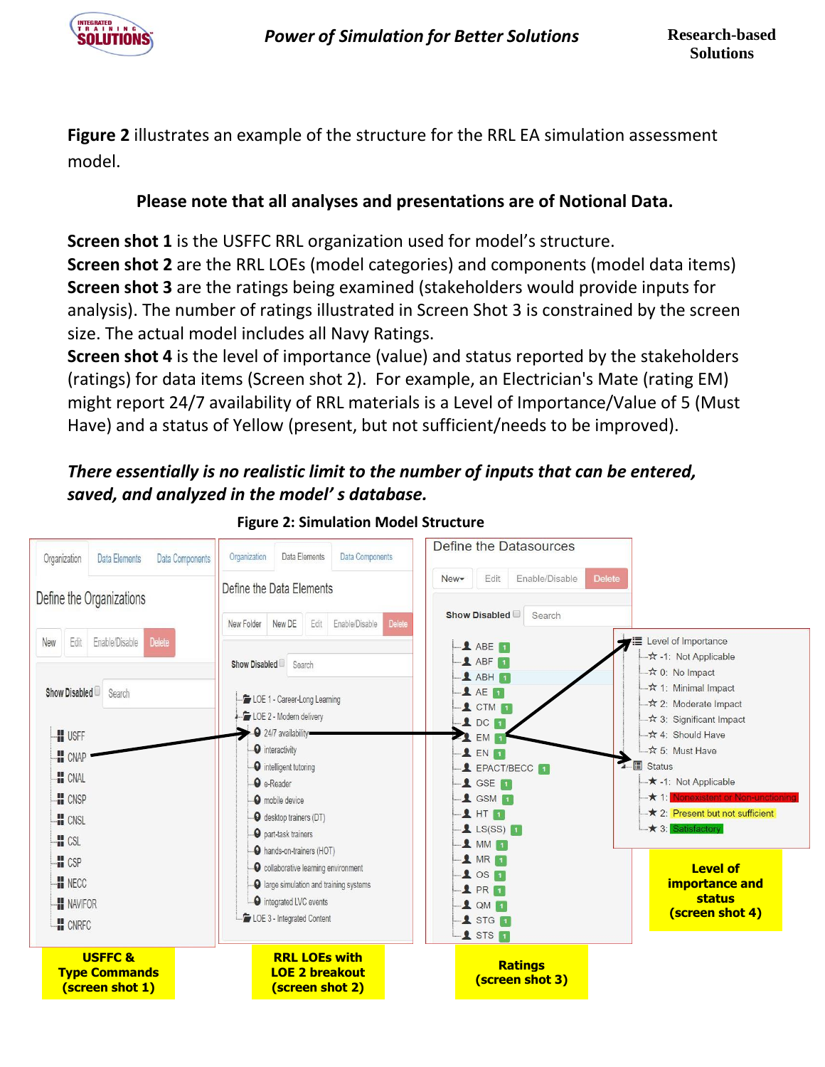**Figure 2** illustrates an example of the structure for the RRL EA simulation assessment model.

**Please note that all analyses and presentations are of Notional Data.**

**Screen shot 1** is the USFFC RRL organization used for model's structure.
**Screen shot 2** are the RRL LOEs (model categories) and components (model data items)
**Screen shot 3** are the ratings being examined (stakeholders would provide inputs for analysis). The number of ratings illustrated in Screen Shot 3 is constrained by the screen size. The actual model includes all Navy Ratings.
**Screen shot 4** is the level of importance (value) and status reported by the stakeholders (ratings) for data items (Screen shot 2). For example, an Electrician's Mate (rating EM) might report 24/7 availability of RRL materials is a Level of Importance/Value of 5 (Must Have) and a status of Yellow (present, but not sufficient/needs to be improved).

***There essentially is no realistic limit to the number of inputs that can be entered, saved, and analyzed in the model's database.***

**Figure 2: Simulation Model Structure**

Organization | Data Elements | Data Components

Define the Organizations

New | Edit | Enable/Disable | Delete

Show Disabled | Search

- USFF
- CNAP
- CNAL
- CNSP
- CNSL
- CSL
- CSP
- NECC
- NAVIFOR
- CNRFC

**USFFC & Type Commands (screen shot 1)**

Organization | Data Elements | Data Components

Define the Data Elements

New Folder | New DE | Edit | Enable/Disable | Delete

Show Disabled | Search

- LOE 1 - Career-Long Learning
- LOE 2 - Modern delivery
  - 24/7 availability
  - interactivity
  - intelligent tutoring
  - e-Reader
  - mobile device
  - desktop trainers (DT)
  - part-task trainers
  - hands-on-trainers (HOT)
  - collaborative learning environment
  - large simulation and training systems
  - integrated LVC events
- LOE 3 - Integrated Content

**RRL LOEs with LOE 2 breakout (screen shot 2)**

Define the Datasources

New | Edit | Enable/Disable | Delete

Show Disabled | Search

- ABE 1
- ABF 1
- ABH 1
- AE 1
- CTM 1
- DC 1
- EM 1
- EN 1
- EPACT/BECC 1
- GSE 1
- GSM 1
- HT 1
- LS(SS) 1
- MM 1
- MR 1
- OS 1
- PR 1
- QM 1
- STG 1
- STS 1

**Ratings (screen shot 3)**

- Level of Importance
  - -1: Not Applicable
  - 0: No Impact
  - 1: Minimal Impact
  - 2: Moderate Impact
  - 3: Significant Impact
  - 4: Should Have
  - 5: Must Have
- Status
  - -1: Not Applicable
  - 1: Nonexistent or Non-functioning
  - 2: Present but not sufficient
  - 3: Satisfactory

**Level of importance and status (screen shot 4)**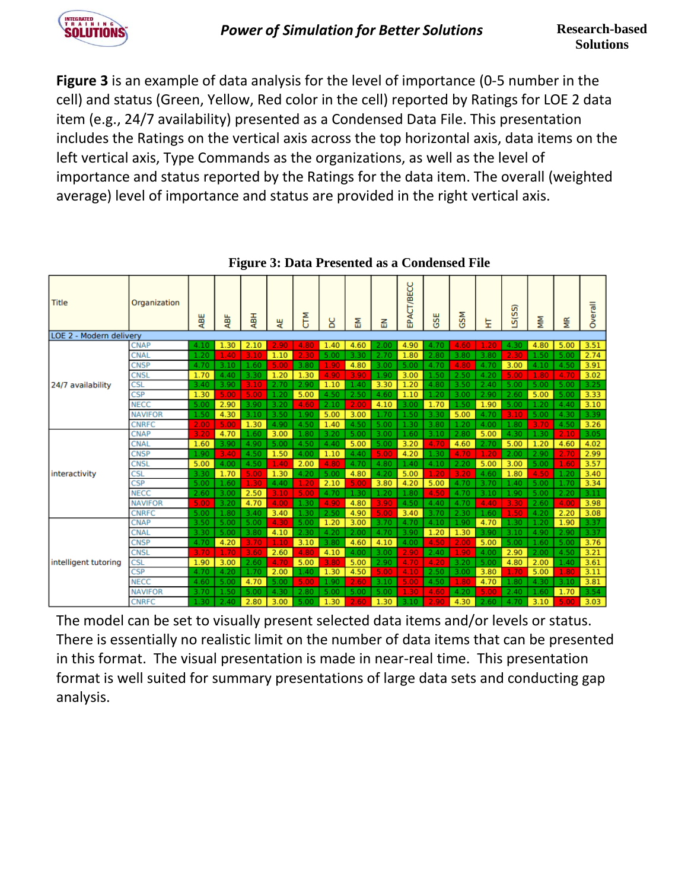**Figure 3** is an example of data analysis for the level of importance (0-5 number in the cell) and status (Green, Yellow, Red color in the cell) reported by Ratings for LOE 2 data item (e.g., 24/7 availability) presented as a Condensed Data File. This presentation includes the Ratings on the vertical axis across the top horizontal axis, data items on the left vertical axis, Type Commands as the organizations, as well as the level of importance and status reported by the Ratings for the data item. The overall (weighted average) level of importance and status are provided in the right vertical axis.

**Figure 3: Data Presented as a Condensed File**

| Title | Organization | ABE | ABF | ABH | AE | CTM | DC | EM | EN | EPACT/BECC | GSE | GSM | HT | LS(SS) | MM | MR | Overall |
|---|---|---|---|---|---|---|---|---|---|---|---|---|---|---|---|---|---|
| LOE 2 - Modern delivery | | | | | | | | | | | | | | | | | |
| 24/7 availability | CNAP | 4.10 | 1.30 | 2.10 | 2.90 | 4.80 | 1.40 | 4.60 | 2.00 | 4.90 | 4.70 | 4.60 | 1.20 | 4.30 | 4.80 | 5.00 | 3.51 |
| | CNAL | 1.20 | 1.40 | 3.10 | 1.10 | 2.30 | 5.00 | 3.30 | 2.70 | 1.80 | 2.80 | 3.80 | 3.80 | 2.30 | 1.50 | 5.00 | 2.74 |
| | CNSP | 4.70 | 3.10 | 1.60 | 5.00 | 3.80 | 1.90 | 4.80 | 3.00 | 5.00 | 4.70 | 4.80 | 4.70 | 3.00 | 4.10 | 4.50 | 3.91 |
| | CNSL | 1.70 | 4.40 | 3.30 | 1.20 | 1.30 | 4.90 | 3.90 | 1.90 | 3.00 | 1.50 | 2.50 | 4.20 | 5.00 | 1.80 | 4.70 | 3.02 |
| | CSL | 3.40 | 3.90 | 3.10 | 2.70 | 2.90 | 1.10 | 1.40 | 3.30 | 1.20 | 4.80 | 3.50 | 2.40 | 5.00 | 5.00 | 5.00 | 3.25 |
| | CSP | 1.30 | 5.00 | 5.00 | 1.20 | 5.00 | 4.50 | 2.50 | 4.60 | 1.10 | 1.20 | 3.00 | 2.90 | 2.60 | 5.00 | 5.00 | 3.33 |
| | NECC | 5.00 | 2.90 | 3.90 | 3.20 | 4.60 | 2.10 | 2.00 | 4.10 | 3.00 | 1.70 | 1.50 | 1.90 | 5.00 | 1.20 | 4.40 | 3.10 |
| | NAVIFOR | 1.50 | 4.30 | 3.10 | 3.50 | 1.90 | 5.00 | 3.00 | 1.70 | 1.50 | 3.30 | 5.00 | 4.70 | 3.10 | 5.00 | 4.30 | 3.39 |
| | CNRFC | 2.00 | 5.00 | 1.30 | 4.90 | 4.50 | 1.40 | 4.50 | 5.00 | 1.30 | 3.80 | 1.20 | 4.00 | 1.80 | 3.70 | 4.50 | 3.26 |
| interactivity | CNAP | 3.20 | 4.70 | 1.60 | 3.00 | 1.80 | 3.20 | 5.00 | 3.00 | 1.60 | 3.10 | 2.80 | 5.00 | 4.30 | 1.30 | 2.10 | 3.05 |
| | CNAL | 1.60 | 3.90 | 4.90 | 5.00 | 4.50 | 4.40 | 5.00 | 5.00 | 3.20 | 4.70 | 4.60 | 2.70 | 5.00 | 1.20 | 4.60 | 4.02 |
| | CNSP | 1.90 | 3.40 | 4.50 | 1.50 | 4.00 | 1.10 | 4.40 | 5.00 | 4.20 | 1.30 | 4.70 | 1.20 | 2.00 | 2.90 | 2.70 | 2.99 |
| | CNSL | 5.00 | 4.00 | 4.50 | 1.40 | 2.00 | 4.80 | 4.70 | 4.80 | 1.40 | 4.10 | 2.20 | 5.00 | 3.00 | 5.00 | 1.60 | 3.57 |
| | CSL | 3.30 | 1.70 | 5.00 | 1.30 | 4.20 | 5.00 | 4.80 | 4.20 | 5.00 | 1.20 | 3.20 | 4.60 | 1.80 | 4.50 | 1.20 | 3.40 |
| | CSP | 5.00 | 1.60 | 1.30 | 4.40 | 1.20 | 2.10 | 5.00 | 3.80 | 4.20 | 5.00 | 4.70 | 3.70 | 1.40 | 5.00 | 1.70 | 3.34 |
| | NECC | 2.60 | 3.00 | 2.50 | 3.10 | 5.00 | 4.70 | 1.30 | 1.20 | 1.80 | 4.50 | 4.70 | 3.10 | 1.90 | 5.00 | 2.20 | 3.11 |
| | NAVIFOR | 5.00 | 3.20 | 4.70 | 4.00 | 1.30 | 4.90 | 4.80 | 3.90 | 4.50 | 4.40 | 4.70 | 4.40 | 3.30 | 2.60 | 4.00 | 3.98 |
| | CNRFC | 5.00 | 1.80 | 3.40 | 3.40 | 1.30 | 2.50 | 4.90 | 5.00 | 3.40 | 3.70 | 2.30 | 1.60 | 1.50 | 4.20 | 2.20 | 3.08 |
| intelligent tutoring | CNAP | 3.50 | 5.00 | 5.00 | 4.30 | 5.00 | 1.20 | 3.00 | 3.70 | 4.70 | 4.10 | 1.90 | 4.70 | 1.30 | 1.20 | 1.90 | 3.37 |
| | CNAL | 3.30 | 5.00 | 3.80 | 4.10 | 2.30 | 4.20 | 2.00 | 4.70 | 3.90 | 1.20 | 1.30 | 3.90 | 3.10 | 4.90 | 2.90 | 3.37 |
| | CNSP | 4.70 | 4.20 | 3.70 | 1.10 | 3.10 | 3.80 | 4.60 | 4.10 | 4.00 | 4.50 | 2.00 | 5.00 | 5.00 | 1.60 | 5.00 | 3.76 |
| | CNSL | 3.70 | 1.70 | 3.60 | 2.60 | 4.80 | 4.10 | 4.00 | 3.00 | 2.90 | 2.40 | 1.90 | 4.00 | 2.90 | 2.00 | 4.50 | 3.21 |
| | CSL | 1.90 | 3.00 | 2.60 | 4.70 | 5.00 | 3.80 | 5.00 | 2.90 | 4.70 | 4.20 | 3.20 | 5.00 | 4.80 | 2.00 | 1.40 | 3.61 |
| | CSP | 4.70 | 4.20 | 1.70 | 2.00 | 1.40 | 1.30 | 4.50 | 5.00 | 4.10 | 2.50 | 3.00 | 3.80 | 1.70 | 5.00 | 1.80 | 3.11 |
| | NECC | 4.60 | 5.00 | 4.70 | 5.00 | 5.00 | 1.90 | 2.60 | 3.10 | 5.00 | 4.50 | 1.80 | 4.70 | 1.80 | 4.30 | 3.10 | 3.81 |
| | NAVIFOR | 3.70 | 1.50 | 5.00 | 4.30 | 2.80 | 5.00 | 5.00 | 5.00 | 1.30 | 4.60 | 4.20 | 5.00 | 2.40 | 1.60 | 1.70 | 3.54 |
| | CNRFC | 1.30 | 2.40 | 2.80 | 3.00 | 5.00 | 1.30 | 2.60 | 1.30 | 3.10 | 2.90 | 4.30 | 2.60 | 4.70 | 3.10 | 5.00 | 3.03 |

The model can be set to visually present selected data items and/or levels or status. There is essentially no realistic limit on the number of data items that can be presented in this format. The visual presentation is made in near-real time. This presentation format is well suited for summary presentations of large data sets and conducting gap analysis.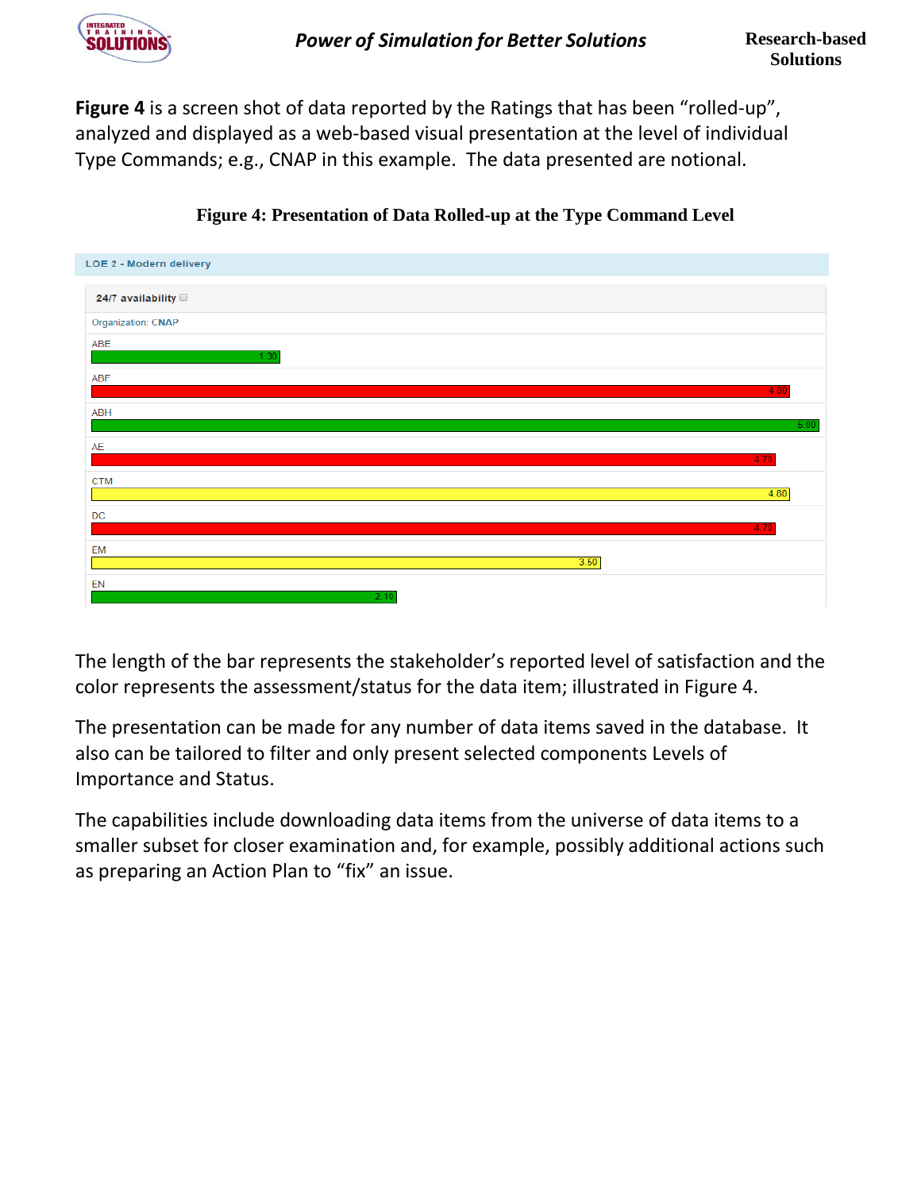**Figure 4** is a screen shot of data reported by the Ratings that has been "rolled-up", analyzed and displayed as a web-based visual presentation at the level of individual Type Commands; e.g., CNAP in this example. The data presented are notional.

**Figure 4: Presentation of Data Rolled-up at the Type Command Level**

LOE 2 - Modern delivery

24/7 availability

Organization: CNAP

| Item | Value |
|---|---|
| ABE | 1.30 |
| ABF | 4.80 |
| ABH | 5.00 |
| AE | 4.70 |
| CTM | 4.80 |
| DC | 4.70 |
| EM | 3.50 |
| EN | 2.10 |

The length of the bar represents the stakeholder's reported level of satisfaction and the color represents the assessment/status for the data item; illustrated in Figure 4.

The presentation can be made for any number of data items saved in the database. It also can be tailored to filter and only present selected components Levels of Importance and Status.

The capabilities include downloading data items from the universe of data items to a smaller subset for closer examination and, for example, possibly additional actions such as preparing an Action Plan to "fix" an issue.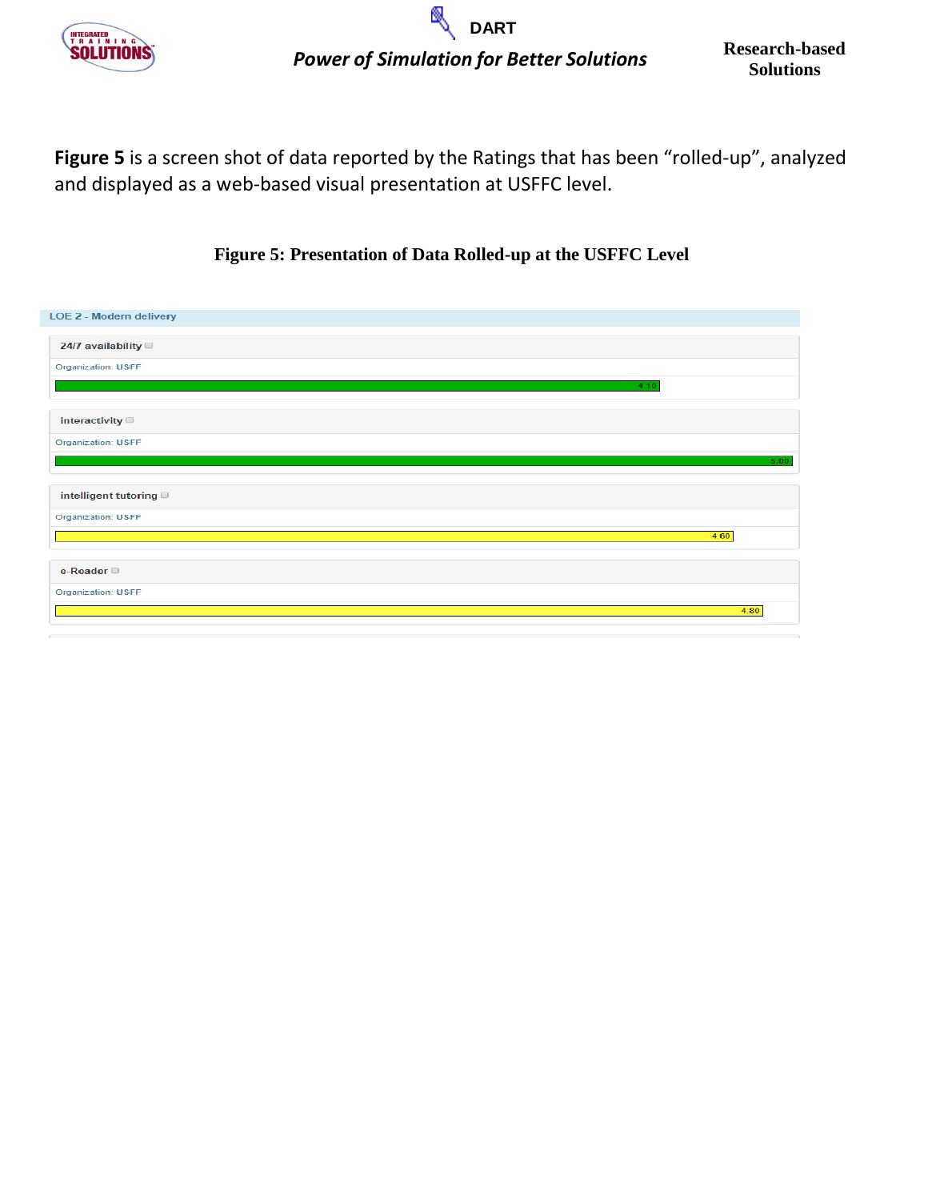**Figure 5** is a screen shot of data reported by the Ratings that has been "rolled-up", analyzed and displayed as a web-based visual presentation at USFFC level.

**Figure 5: Presentation of Data Rolled-up at the USFFC Level**

LOE 2 - Modern delivery

24/7 availability
Organization: USFF
4.10

interactivity
Organization: USFF
5.00

intelligent tutoring
Organization: USFF
4.60

e-Reader
Organization: USFF
4.80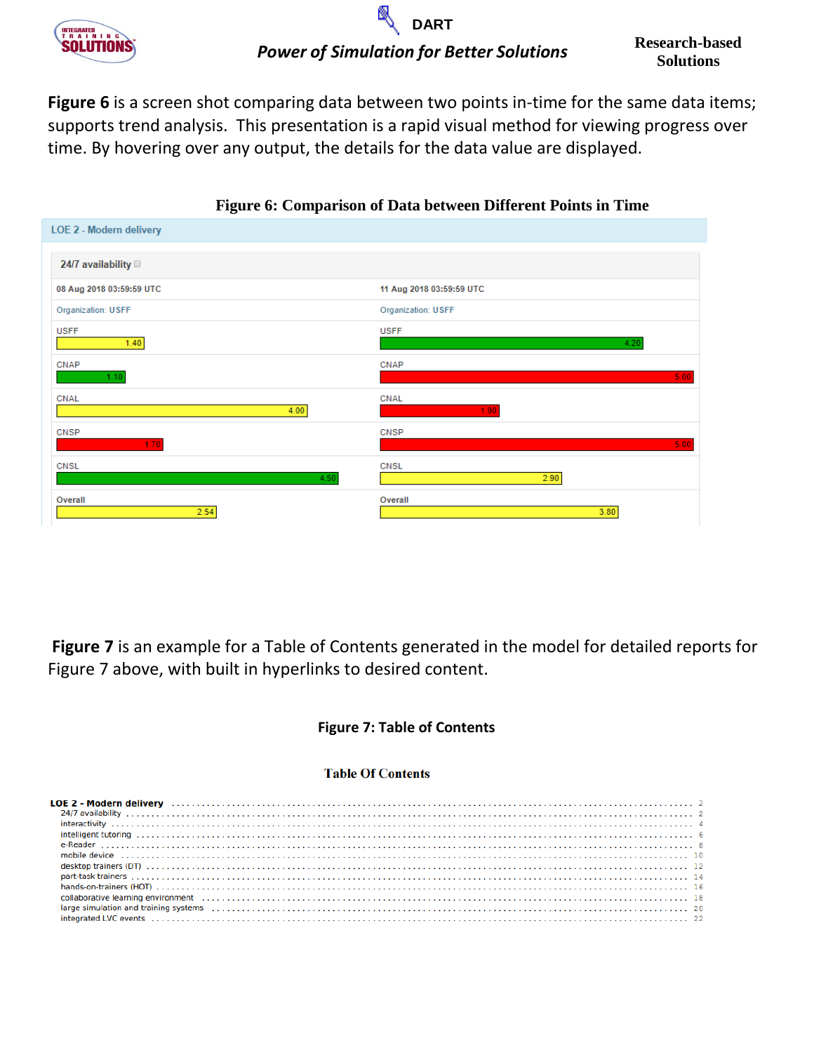**Figure 6** is a screen shot comparing data between two points in-time for the same data items; supports trend analysis. This presentation is a rapid visual method for viewing progress over time. By hovering over any output, the details for the data value are displayed.

**Figure 6: Comparison of Data between Different Points in Time**

LOE 2 - Modern delivery

24/7 availability

| 08 Aug 2018 03:59:59 UTC | | 11 Aug 2018 03:59:59 UTC | |
|---|---|---|---|
| Organization: USFF | | Organization: USFF | |
| USFF | 1.40 | USFF | 4.20 |
| CNAP | 1.10 | CNAP | 5.00 |
| CNAL | 4.00 | CNAL | 1.90 |
| CNSP | 1.70 | CNSP | 5.00 |
| CNSL | 4.50 | CNSL | 2.90 |
| Overall | 2.54 | Overall | 3.80 |

**Figure 7** is an example for a Table of Contents generated in the model for detailed reports for Figure 7 above, with built in hyperlinks to desired content.

**Figure 7: Table of Contents**

**Table Of Contents**

**LOE 2 - Modern delivery** ........ 2
- 24/7 availability ........ 2
- interactivity ........ 4
- intelligent tutoring ........ 6
- e-Reader ........ 8
- mobile device ........ 10
- desktop trainers (DT) ........ 12
- part-task trainers ........ 14
- hands-on-trainers (HOT) ........ 16
- collaborative learning environment ........ 18
- large simulation and training systems ........ 20
- integrated LVC events ........ 22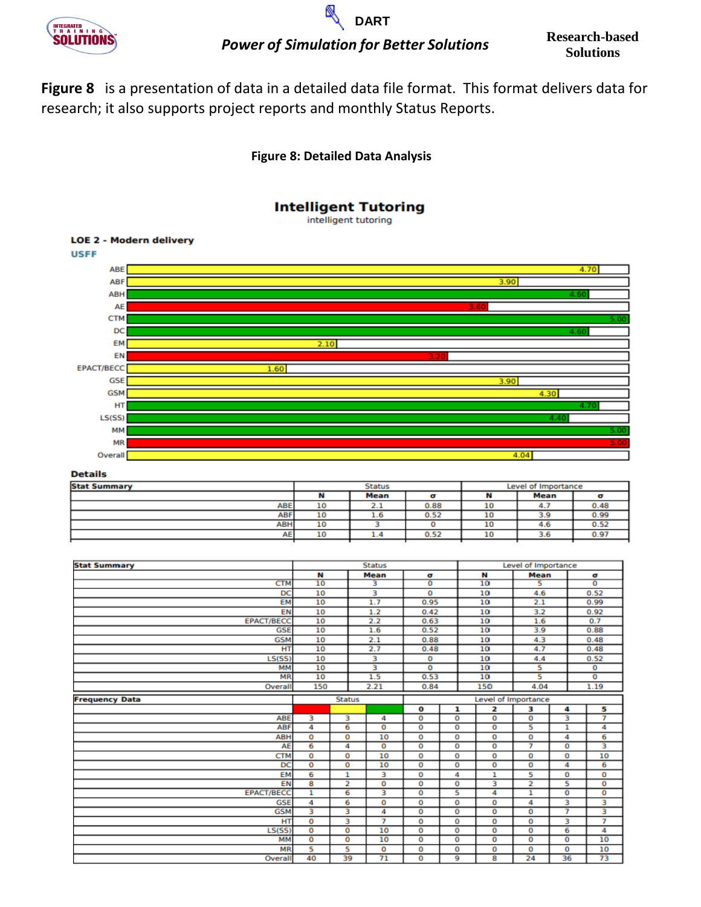**Figure 8** is a presentation of data in a detailed data file format. This format delivers data for research; it also supports project reports and monthly Status Reports.

**Figure 8: Detailed Data Analysis**

## Intelligent Tutoring

intelligent tutoring

**LOE 2 - Modern delivery**

**USFF**

| Item | Value |
|---|---|
| ABE | 4.70 |
| ABF | 3.90 |
| ABH | 4.60 |
| AE | 3.60 |
| CTM | 5.00 |
| DC | 4.60 |
| EM | 2.10 |
| EN | 3.20 |
| EPACT/BECC | 1.60 |
| GSE | 3.90 |
| GSM | 4.30 |
| HT | 4.70 |
| LS(SS) | 4.40 |
| MM | 5.00 |
| MR | 5.00 |
| Overall | 4.04 |

**Details**

| Stat Summary | Status | | | Level of Importance | | |
|---|---|---|---|---|---|---|
| | N | Mean | σ | N | Mean | σ |
| ABE | 10 | 2.1 | 0.88 | 10 | 4.7 | 0.48 |
| ABF | 10 | 1.6 | 0.52 | 10 | 3.9 | 0.99 |
| ABH | 10 | 3 | 0 | 10 | 4.6 | 0.52 |
| AE | 10 | 1.4 | 0.52 | 10 | 3.6 | 0.97 |

| Stat Summary | Status | | | Level of Importance | | |
|---|---|---|---|---|---|---|
| | N | Mean | σ | N | Mean | σ |
| CTM | 10 | 3 | 0 | 10 | 5 | 0 |
| DC | 10 | 3 | 0 | 10 | 4.6 | 0.52 |
| EM | 10 | 1.7 | 0.95 | 10 | 2.1 | 0.99 |
| EN | 10 | 1.2 | 0.42 | 10 | 3.2 | 0.92 |
| EPACT/BECC | 10 | 2.2 | 0.63 | 10 | 1.6 | 0.7 |
| GSE | 10 | 1.6 | 0.52 | 10 | 3.9 | 0.88 |
| GSM | 10 | 2.1 | 0.88 | 10 | 4.3 | 0.48 |
| HT | 10 | 2.7 | 0.48 | 10 | 4.7 | 0.48 |
| LS(SS) | 10 | 3 | 0 | 10 | 4.4 | 0.52 |
| MM | 10 | 3 | 0 | 10 | 5 | 0 |
| MR | 10 | 1.5 | 0.53 | 10 | 5 | 0 |
| Overall | 150 | 2.21 | 0.84 | 150 | 4.04 | 1.19 |

| Frequency Data | Status | | | Level of Importance | | | | | |
|---|---|---|---|---|---|---|---|---|---|
| | (red) | (yellow) | (green) | 0 | 1 | 2 | 3 | 4 | 5 |
| ABE | 3 | 3 | 4 | 0 | 0 | 0 | 0 | 3 | 7 |
| ABF | 4 | 6 | 0 | 0 | 0 | 0 | 5 | 1 | 4 |
| ABH | 0 | 0 | 10 | 0 | 0 | 0 | 0 | 4 | 6 |
| AE | 6 | 4 | 0 | 0 | 0 | 0 | 7 | 0 | 3 |
| CTM | 0 | 0 | 10 | 0 | 0 | 0 | 0 | 0 | 10 |
| DC | 0 | 0 | 10 | 0 | 0 | 0 | 0 | 4 | 6 |
| EM | 6 | 1 | 3 | 0 | 4 | 1 | 5 | 0 | 0 |
| EN | 8 | 2 | 0 | 0 | 0 | 3 | 2 | 5 | 0 |
| EPACT/BECC | 1 | 6 | 3 | 0 | 5 | 4 | 1 | 0 | 0 |
| GSE | 4 | 6 | 0 | 0 | 0 | 0 | 4 | 3 | 3 |
| GSM | 3 | 3 | 4 | 0 | 0 | 0 | 0 | 7 | 3 |
| HT | 0 | 3 | 7 | 0 | 0 | 0 | 0 | 3 | 7 |
| LS(SS) | 0 | 0 | 10 | 0 | 0 | 0 | 0 | 6 | 4 |
| MM | 0 | 0 | 10 | 0 | 0 | 0 | 0 | 0 | 10 |
| MR | 5 | 5 | 0 | 0 | 0 | 0 | 0 | 0 | 10 |
| Overall | 40 | 39 | 71 | 0 | 9 | 8 | 24 | 36 | 73 |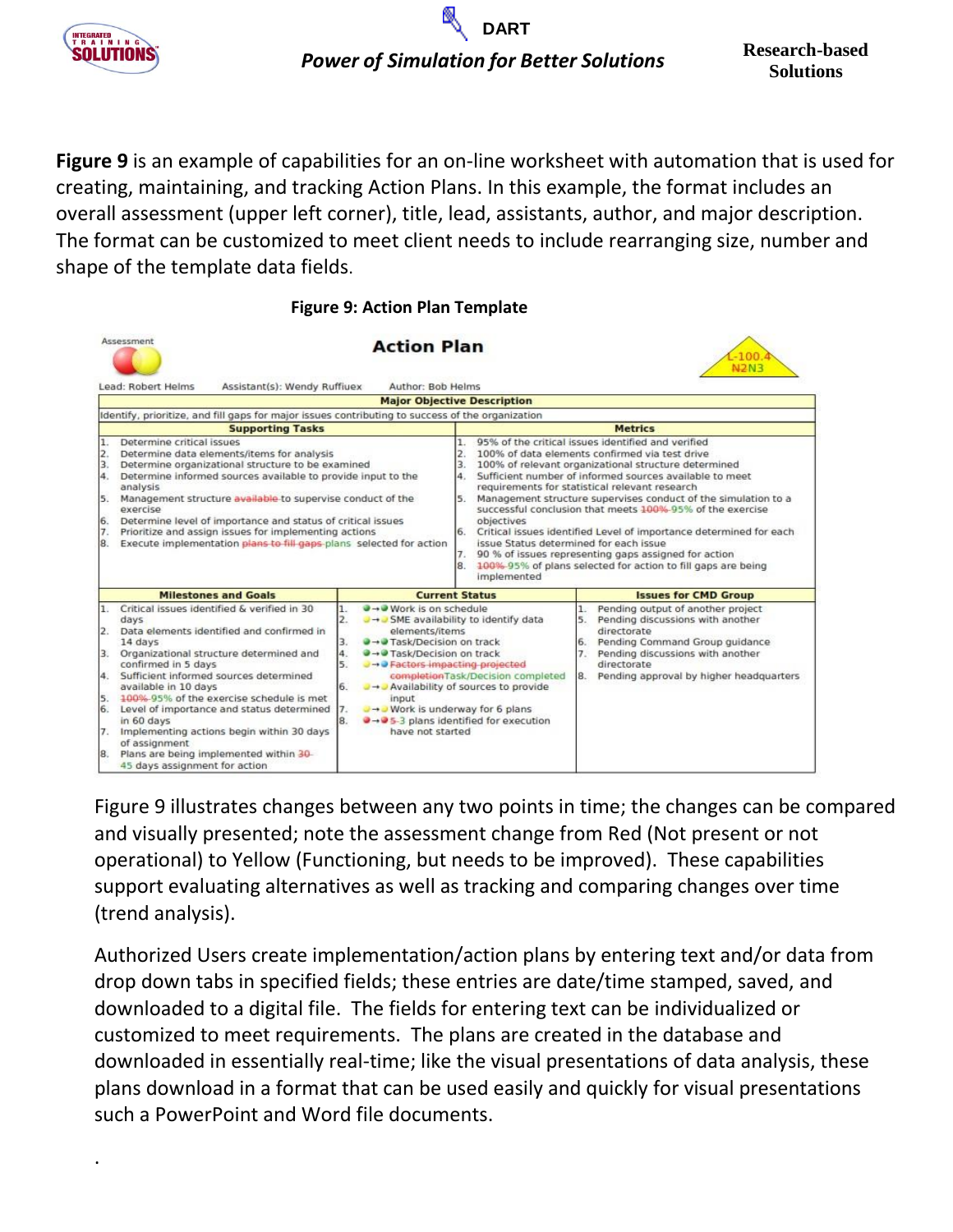Figure 9 is an example of capabilities for an on-line worksheet with automation that is used for creating, maintaining, and tracking Action Plans. In this example, the format includes an overall assessment (upper left corner), title, lead, assistants, author, and major description. The format can be customized to meet client needs to include rearranging size, number and shape of the template data fields.

**Figure 9: Action Plan Template**

Assessment

**Action Plan**

L-100.4
N2N3

Lead: Robert Helms Assistant(s): Wendy Ruffiuex Author: Bob Helms

| Major Objective Description | |
|---|---|
| Identify, prioritize, and fill gaps for major issues contributing to success of the organization | |
| **Supporting Tasks** | **Metrics** |
| 1. Determine critical issues<br>2. Determine data elements/items for analysis<br>3. Determine organizational structure to be examined<br>4. Determine informed sources available to provide input to the analysis<br>5. Management structure ~~available~~ to supervise conduct of the exercise<br>6. Determine level of importance and status of critical issues<br>7. Prioritize and assign issues for implementing actions<br>8. Execute implementation ~~plans to fill gaps~~ plans selected for action | 1. 95% of the critical issues identified and verified<br>2. 100% of data elements confirmed via test drive<br>3. 100% of relevant organizational structure determined<br>4. Sufficient number of informed sources available to meet requirements for statistical relevant research<br>5. Management structure supervises conduct of the simulation to a successful conclusion that meets ~~100%~~ 95% of the exercise objectives<br>6. Critical issues identified Level of importance determined for each issue Status determined for each issue<br>7. 90 % of issues representing gaps assigned for action<br>8. ~~100%~~ 95% of plans selected for action to fill gaps are being implemented |

| Milestones and Goals | Current Status | Issues for CMD Group |
|---|---|---|
| 1. Critical issues identified & verified in 30 days<br>2. Data elements identified and confirmed in 14 days<br>3. Organizational structure determined and confirmed in 5 days<br>4. Sufficient informed sources determined available in 10 days<br>5. ~~100%~~ 95% of the exercise schedule is met<br>6. Level of importance and status determined in 60 days<br>7. Implementing actions begin within 30 days of assignment<br>8. Plans are being implemented within ~~30~~ 45 days assignment for action | 1. Work is on schedule<br>2. SME availability to identify data elements/items<br>3. Task/Decision on track<br>4. Task/Decision on track<br>5. ~~Factors impacting projected completion~~ Task/Decision completed<br>6. Availability of sources to provide input<br>7. Work is underway for 6 plans<br>8. ~~5~~ 3 plans identified for execution have not started | 1. Pending output of another project<br>5. Pending discussions with another directorate<br>6. Pending Command Group guidance<br>7. Pending discussions with another directorate<br>8. Pending approval by higher headquarters |

Figure 9 illustrates changes between any two points in time; the changes can be compared and visually presented; note the assessment change from Red (Not present or not operational) to Yellow (Functioning, but needs to be improved). These capabilities support evaluating alternatives as well as tracking and comparing changes over time (trend analysis).

Authorized Users create implementation/action plans by entering text and/or data from drop down tabs in specified fields; these entries are date/time stamped, saved, and downloaded to a digital file. The fields for entering text can be individualized or customized to meet requirements. The plans are created in the database and downloaded in essentially real-time; like the visual presentations of data analysis, these plans download in a format that can be used easily and quickly for visual presentations such a PowerPoint and Word file documents.

.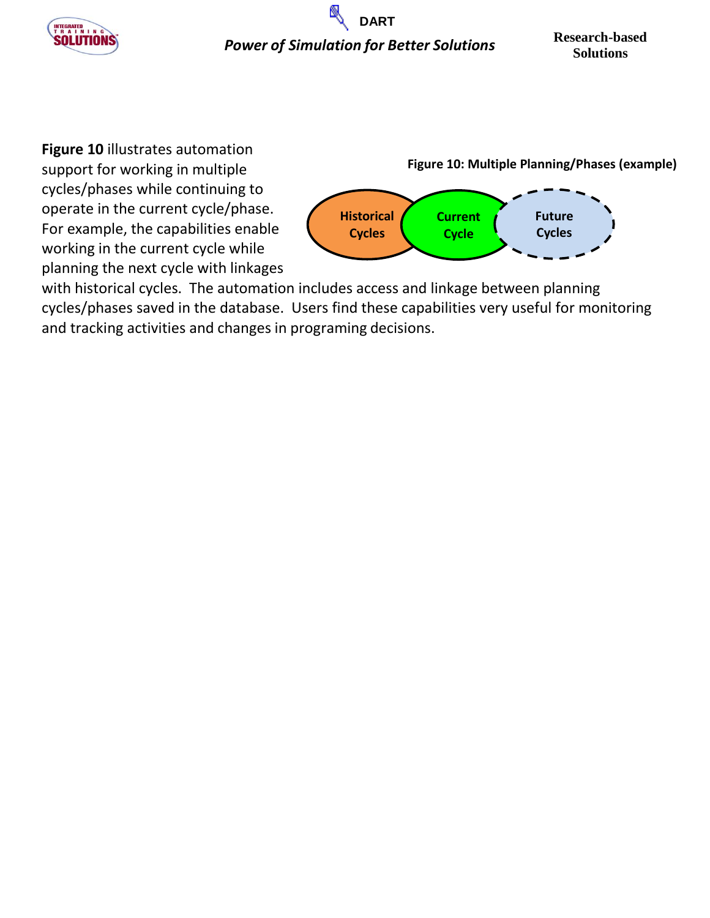**Figure 10** illustrates automation support for working in multiple cycles/phases while continuing to operate in the current cycle/phase. For example, the capabilities enable working in the current cycle while planning the next cycle with linkages with historical cycles. The automation includes access and linkage between planning cycles/phases saved in the database. Users find these capabilities very useful for monitoring and tracking activities and changes in programing decisions.

**Figure 10: Multiple Planning/Phases (example)**

Historical Cycles

Current Cycle

Future Cycles